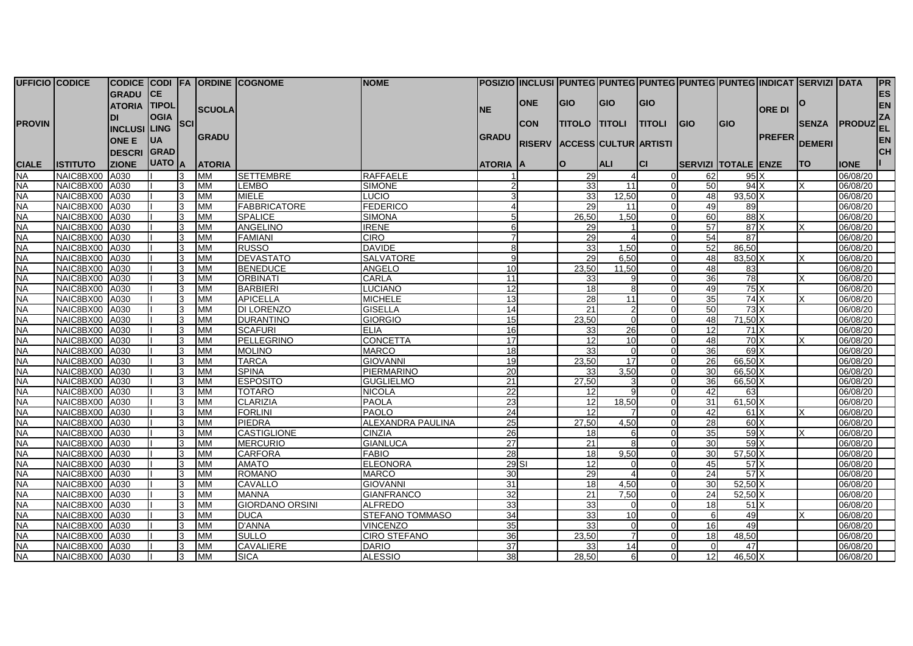| UFFICIO PROVINCIALE | CODICE ISTITUTO | CODICE GRADUATORIA DI INCLUSIONE DESCRIZIONE | CODICE TIPOLOGIA LINGUA GRADUATO | FASCIA | ORDINE SCUOLA GRADUATORIA | COGNOME | NOME | POSIZIONE GRADUATORIA | INCLUSIONE CON RISERVA | PUNTEGGIO TITOLO ACCESSO | PUNTEGGIO TITOLI CULTURALI | PUNTEGGIO TITOLI ARTISTICI | PUNTEGGIO SERVIZI | PUNTEGGIO TOTALE | INDICATORE DI PREFERENZE | SERVIZIO SENZA DEMERITO | DATA PRODUZIONE | PRESENZA EL. ENCHI |
|---|---|---|---|---|---|---|---|---|---|---|---|---|---|---|---|---|---|---|
| NA | NAIC8BX00 | A030 | I | 3 | MM | SETTEMBRE | RAFFAELE | 1 | | 29 | 4 | 0 | 62 | 95 | X | | 06/08/20 | |
| NA | NAIC8BX00 | A030 | I | 3 | MM | LEMBO | SIMONE | 2 | | 33 | 11 | 0 | 50 | 94 | X | X | 06/08/20 | |
| NA | NAIC8BX00 | A030 | I | 3 | MM | MIELE | LUCIO | 3 | | 33 | 12,50 | 0 | 48 | 93,50 | X | | 06/08/20 | |
| NA | NAIC8BX00 | A030 | I | 3 | MM | FABBRICATORE | FEDERICO | 4 | | 29 | 11 | 0 | 49 | 89 | | | 06/08/20 | |
| NA | NAIC8BX00 | A030 | I | 3 | MM | SPALICE | SIMONA | 5 | | 26,50 | 1,50 | 0 | 60 | 88 | X | | 06/08/20 | |
| NA | NAIC8BX00 | A030 | I | 3 | MM | ANGELINO | IRENE | 6 | | 29 | 1 | 0 | 57 | 87 | X | X | 06/08/20 | |
| NA | NAIC8BX00 | A030 | I | 3 | MM | FAMIANI | CIRO | 7 | | 29 | 4 | 0 | 54 | 87 | | | 06/08/20 | |
| NA | NAIC8BX00 | A030 | I | 3 | MM | RUSSO | DAVIDE | 8 | | 33 | 1,50 | 0 | 52 | 86,50 | | | 06/08/20 | |
| NA | NAIC8BX00 | A030 | I | 3 | MM | DEVASTATO | SALVATORE | 9 | | 29 | 6,50 | 0 | 48 | 83,50 | X | X | 06/08/20 | |
| NA | NAIC8BX00 | A030 | I | 3 | MM | BENEDUCE | ANGELO | 10 | | 23,50 | 11,50 | 0 | 48 | 83 | | | 06/08/20 | |
| NA | NAIC8BX00 | A030 | I | 3 | MM | ORBINATI | CARLA | 11 | | 33 | 9 | 0 | 36 | 78 | | X | 06/08/20 | |
| NA | NAIC8BX00 | A030 | I | 3 | MM | BARBIERI | LUCIANO | 12 | | 18 | 8 | 0 | 49 | 75 | X | | 06/08/20 | |
| NA | NAIC8BX00 | A030 | I | 3 | MM | APICELLA | MICHELE | 13 | | 28 | 11 | 0 | 35 | 74 | X | X | 06/08/20 | |
| NA | NAIC8BX00 | A030 | I | 3 | MM | DI LORENZO | GISELLA | 14 | | 21 | 2 | 0 | 50 | 73 | X | | 06/08/20 | |
| NA | NAIC8BX00 | A030 | I | 3 | MM | DURANTINO | GIORGIO | 15 | | 23,50 | 0 | 0 | 48 | 71,50 | X | | 06/08/20 | |
| NA | NAIC8BX00 | A030 | I | 3 | MM | SCAFURI | ELIA | 16 | | 33 | 26 | 0 | 12 | 71 | X | | 06/08/20 | |
| NA | NAIC8BX00 | A030 | I | 3 | MM | PELLEGRINO | CONCETTA | 17 | | 12 | 10 | 0 | 48 | 70 | X | X | 06/08/20 | |
| NA | NAIC8BX00 | A030 | I | 3 | MM | MOLINO | MARCO | 18 | | 33 | 0 | 0 | 36 | 69 | X | | 06/08/20 | |
| NA | NAIC8BX00 | A030 | I | 3 | MM | TARCA | GIOVANNI | 19 | | 23,50 | 17 | 0 | 26 | 66,50 | X | | 06/08/20 | |
| NA | NAIC8BX00 | A030 | I | 3 | MM | SPINA | PIERMARINO | 20 | | 33 | 3,50 | 0 | 30 | 66,50 | X | | 06/08/20 | |
| NA | NAIC8BX00 | A030 | I | 3 | MM | ESPOSITO | GUGLIELMO | 21 | | 27,50 | 3 | 0 | 36 | 66,50 | X | | 06/08/20 | |
| NA | NAIC8BX00 | A030 | I | 3 | MM | TOTARO | NICOLA | 22 | | 12 | 9 | 0 | 42 | 63 | | | 06/08/20 | |
| NA | NAIC8BX00 | A030 | I | 3 | MM | CLARIZIA | PAOLA | 23 | | 12 | 18,50 | 0 | 31 | 61,50 | X | | 06/08/20 | |
| NA | NAIC8BX00 | A030 | I | 3 | MM | FORLINI | PAOLO | 24 | | 12 | 7 | 0 | 42 | 61 | X | X | 06/08/20 | |
| NA | NAIC8BX00 | A030 | I | 3 | MM | PIEDRA | ALEXANDRA PAULINA | 25 | | 27,50 | 4,50 | 0 | 28 | 60 | X | | 06/08/20 | |
| NA | NAIC8BX00 | A030 | I | 3 | MM | CASTIGLIONE | CINZIA | 26 | | 18 | 6 | 0 | 35 | 59 | X | X | 06/08/20 | |
| NA | NAIC8BX00 | A030 | I | 3 | MM | MERCURIO | GIANLUCA | 27 | | 21 | 8 | 0 | 30 | 59 | X | | 06/08/20 | |
| NA | NAIC8BX00 | A030 | I | 3 | MM | CARFORA | FABIO | 28 | | 18 | 9,50 | 0 | 30 | 57,50 | X | | 06/08/20 | |
| NA | NAIC8BX00 | A030 | I | 3 | MM | AMATO | ELEONORA | 29 | SI | 12 | 0 | 0 | 45 | 57 | X | | 06/08/20 | |
| NA | NAIC8BX00 | A030 | I | 3 | MM | ROMANO | MARCO | 30 | | 29 | 4 | 0 | 24 | 57 | X | | 06/08/20 | |
| NA | NAIC8BX00 | A030 | I | 3 | MM | CAVALLO | GIOVANNI | 31 | | 18 | 4,50 | 0 | 30 | 52,50 | X | | 06/08/20 | |
| NA | NAIC8BX00 | A030 | I | 3 | MM | MANNA | GIANFRANCO | 32 | | 21 | 7,50 | 0 | 24 | 52,50 | X | | 06/08/20 | |
| NA | NAIC8BX00 | A030 | I | 3 | MM | GIORDANO ORSINI | ALFREDO | 33 | | 33 | 0 | 0 | 18 | 51 | X | | 06/08/20 | |
| NA | NAIC8BX00 | A030 | I | 3 | MM | DUCA | STEFANO TOMMASO | 34 | | 33 | 10 | 0 | 6 | 49 | | X | 06/08/20 | |
| NA | NAIC8BX00 | A030 | I | 3 | MM | D'ANNA | VINCENZO | 35 | | 33 | 0 | 0 | 16 | 49 | | | 06/08/20 | |
| NA | NAIC8BX00 | A030 | I | 3 | MM | SULLO | CIRO STEFANO | 36 | | 23,50 | 7 | 0 | 18 | 48,50 | | | 06/08/20 | |
| NA | NAIC8BX00 | A030 | I | 3 | MM | CAVALIERE | DARIO | 37 | | 33 | 14 | 0 | 0 | 47 | | | 06/08/20 | |
| NA | NAIC8BX00 | A030 | I | 3 | MM | SICA | ALESSIO | 38 | | 28,50 | 6 | 0 | 12 | 46,50 | X | | 06/08/20 | |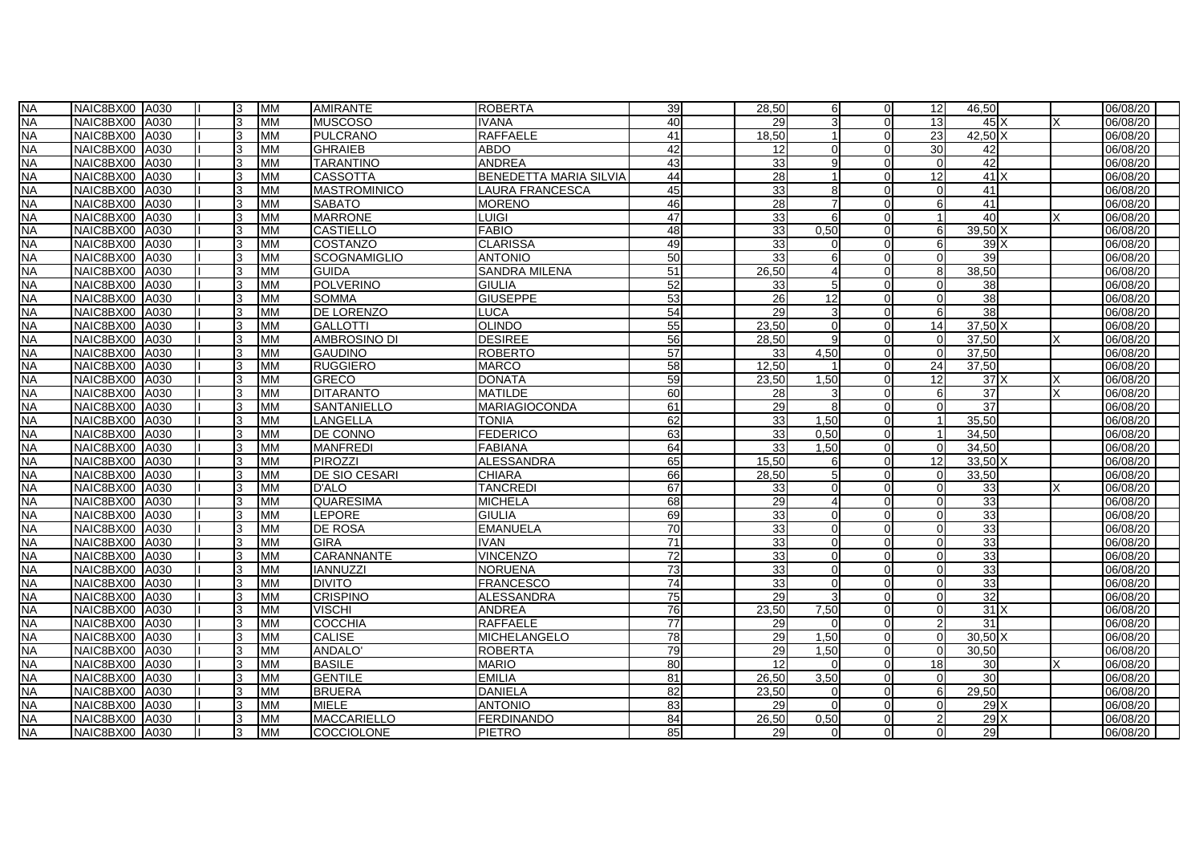| | | | | | | | | | | | | | | | | |
|---|---|---|---|---|---|---|---|---|---|---|---|---|---|---|---|---|
| NA | NAIC8BX00 | A030 | I | 3 | MM | AMIRANTE | ROBERTA | 39 | 28,50 | 6 | 0 | 12 | 46,50 | | | 06/08/20 |
| NA | NAIC8BX00 | A030 | I | 3 | MM | MUSCOSO | IVANA | 40 | 29 | 3 | 0 | 13 | 45 | X | X | 06/08/20 |
| NA | NAIC8BX00 | A030 | I | 3 | MM | PULCRANO | RAFFAELE | 41 | 18,50 | 1 | 0 | 23 | 42,50 | X | | 06/08/20 |
| NA | NAIC8BX00 | A030 | I | 3 | MM | GHRAIEB | ABDO | 42 | 12 | 0 | 0 | 30 | 42 | | | 06/08/20 |
| NA | NAIC8BX00 | A030 | I | 3 | MM | TARANTINO | ANDREA | 43 | 33 | 9 | 0 | 0 | 42 | | | 06/08/20 |
| NA | NAIC8BX00 | A030 | I | 3 | MM | CASSOTTA | BENEDETTA MARIA SILVIA | 44 | 28 | 1 | 0 | 12 | 41 | X | | 06/08/20 |
| NA | NAIC8BX00 | A030 | I | 3 | MM | MASTROMINICO | LAURA FRANCESCA | 45 | 33 | 8 | 0 | 0 | 41 | | | 06/08/20 |
| NA | NAIC8BX00 | A030 | I | 3 | MM | SABATO | MORENO | 46 | 28 | 7 | 0 | 6 | 41 | | | 06/08/20 |
| NA | NAIC8BX00 | A030 | I | 3 | MM | MARRONE | LUIGI | 47 | 33 | 6 | 0 | 1 | 40 | | X | 06/08/20 |
| NA | NAIC8BX00 | A030 | I | 3 | MM | CASTIELLO | FABIO | 48 | 33 | 0,50 | 0 | 6 | 39,50 | X | | 06/08/20 |
| NA | NAIC8BX00 | A030 | I | 3 | MM | COSTANZO | CLARISSA | 49 | 33 | 0 | 0 | 6 | 39 | X | | 06/08/20 |
| NA | NAIC8BX00 | A030 | I | 3 | MM | SCOGNAMIGLIO | ANTONIO | 50 | 33 | 6 | 0 | 0 | 39 | | | 06/08/20 |
| NA | NAIC8BX00 | A030 | I | 3 | MM | GUIDA | SANDRA MILENA | 51 | 26,50 | 4 | 0 | 8 | 38,50 | | | 06/08/20 |
| NA | NAIC8BX00 | A030 | I | 3 | MM | POLVERINO | GIULIA | 52 | 33 | 5 | 0 | 0 | 38 | | | 06/08/20 |
| NA | NAIC8BX00 | A030 | I | 3 | MM | SOMMA | GIUSEPPE | 53 | 26 | 12 | 0 | 0 | 38 | | | 06/08/20 |
| NA | NAIC8BX00 | A030 | I | 3 | MM | DE LORENZO | LUCA | 54 | 29 | 3 | 0 | 6 | 38 | | | 06/08/20 |
| NA | NAIC8BX00 | A030 | I | 3 | MM | GALLOTTI | OLINDO | 55 | 23,50 | 0 | 0 | 14 | 37,50 | X | | 06/08/20 |
| NA | NAIC8BX00 | A030 | I | 3 | MM | AMBROSINO DI | DESIREE | 56 | 28,50 | 9 | 0 | 0 | 37,50 | | X | 06/08/20 |
| NA | NAIC8BX00 | A030 | I | 3 | MM | GAUDINO | ROBERTO | 57 | 33 | 4,50 | 0 | 0 | 37,50 | | | 06/08/20 |
| NA | NAIC8BX00 | A030 | I | 3 | MM | RUGGIERO | MARCO | 58 | 12,50 | 1 | 0 | 24 | 37,50 | | | 06/08/20 |
| NA | NAIC8BX00 | A030 | I | 3 | MM | GRECO | DONATA | 59 | 23,50 | 1,50 | 0 | 12 | 37 | X | X | 06/08/20 |
| NA | NAIC8BX00 | A030 | I | 3 | MM | DITARANTO | MATILDE | 60 | 28 | 3 | 0 | 6 | 37 | | X | 06/08/20 |
| NA | NAIC8BX00 | A030 | I | 3 | MM | SANTANIELLO | MARIAGIOCONDA | 61 | 29 | 8 | 0 | 0 | 37 | | | 06/08/20 |
| NA | NAIC8BX00 | A030 | I | 3 | MM | LANGELLA | TONIA | 62 | 33 | 1,50 | 0 | 1 | 35,50 | | | 06/08/20 |
| NA | NAIC8BX00 | A030 | I | 3 | MM | DE CONNO | FEDERICO | 63 | 33 | 0,50 | 0 | 1 | 34,50 | | | 06/08/20 |
| NA | NAIC8BX00 | A030 | I | 3 | MM | MANFREDI | FABIANA | 64 | 33 | 1,50 | 0 | 0 | 34,50 | | | 06/08/20 |
| NA | NAIC8BX00 | A030 | I | 3 | MM | PIROZZI | ALESSANDRA | 65 | 15,50 | 6 | 0 | 12 | 33,50 | X | | 06/08/20 |
| NA | NAIC8BX00 | A030 | I | 3 | MM | DE SIO CESARI | CHIARA | 66 | 28,50 | 5 | 0 | 0 | 33,50 | | | 06/08/20 |
| NA | NAIC8BX00 | A030 | I | 3 | MM | D'ALO | TANCREDI | 67 | 33 | 0 | 0 | 0 | 33 | | X | 06/08/20 |
| NA | NAIC8BX00 | A030 | I | 3 | MM | QUARESIMA | MICHELA | 68 | 29 | 4 | 0 | 0 | 33 | | | 06/08/20 |
| NA | NAIC8BX00 | A030 | I | 3 | MM | LEPORE | GIULIA | 69 | 33 | 0 | 0 | 0 | 33 | | | 06/08/20 |
| NA | NAIC8BX00 | A030 | I | 3 | MM | DE ROSA | EMANUELA | 70 | 33 | 0 | 0 | 0 | 33 | | | 06/08/20 |
| NA | NAIC8BX00 | A030 | I | 3 | MM | GIRA | IVAN | 71 | 33 | 0 | 0 | 0 | 33 | | | 06/08/20 |
| NA | NAIC8BX00 | A030 | I | 3 | MM | CARANNANTE | VINCENZO | 72 | 33 | 0 | 0 | 0 | 33 | | | 06/08/20 |
| NA | NAIC8BX00 | A030 | I | 3 | MM | IANNUZZI | NORUENA | 73 | 33 | 0 | 0 | 0 | 33 | | | 06/08/20 |
| NA | NAIC8BX00 | A030 | I | 3 | MM | DIVITO | FRANCESCO | 74 | 33 | 0 | 0 | 0 | 33 | | | 06/08/20 |
| NA | NAIC8BX00 | A030 | I | 3 | MM | CRISPINO | ALESSANDRA | 75 | 29 | 3 | 0 | 0 | 32 | | | 06/08/20 |
| NA | NAIC8BX00 | A030 | I | 3 | MM | VISCHI | ANDREA | 76 | 23,50 | 7,50 | 0 | 0 | 31 | X | | 06/08/20 |
| NA | NAIC8BX00 | A030 | I | 3 | MM | COCCHIA | RAFFAELE | 77 | 29 | 0 | 0 | 2 | 31 | | | 06/08/20 |
| NA | NAIC8BX00 | A030 | I | 3 | MM | CALISE | MICHELANGELO | 78 | 29 | 1,50 | 0 | 0 | 30,50 | X | | 06/08/20 |
| NA | NAIC8BX00 | A030 | I | 3 | MM | ANDALO' | ROBERTA | 79 | 29 | 1,50 | 0 | 0 | 30,50 | | | 06/08/20 |
| NA | NAIC8BX00 | A030 | I | 3 | MM | BASILE | MARIO | 80 | 12 | 0 | 0 | 18 | 30 | | X | 06/08/20 |
| NA | NAIC8BX00 | A030 | I | 3 | MM | GENTILE | EMILIA | 81 | 26,50 | 3,50 | 0 | 0 | 30 | | | 06/08/20 |
| NA | NAIC8BX00 | A030 | I | 3 | MM | BRUERA | DANIELA | 82 | 23,50 | 0 | 0 | 6 | 29,50 | | | 06/08/20 |
| NA | NAIC8BX00 | A030 | I | 3 | MM | MIELE | ANTONIO | 83 | 29 | 0 | 0 | 0 | 29 | X | | 06/08/20 |
| NA | NAIC8BX00 | A030 | I | 3 | MM | MACCARIELLO | FERDINANDO | 84 | 26,50 | 0,50 | 0 | 2 | 29 | X | | 06/08/20 |
| NA | NAIC8BX00 | A030 | I | 3 | MM | COCCIOLONE | PIETRO | 85 | 29 | 0 | 0 | 0 | 29 | | | 06/08/20 |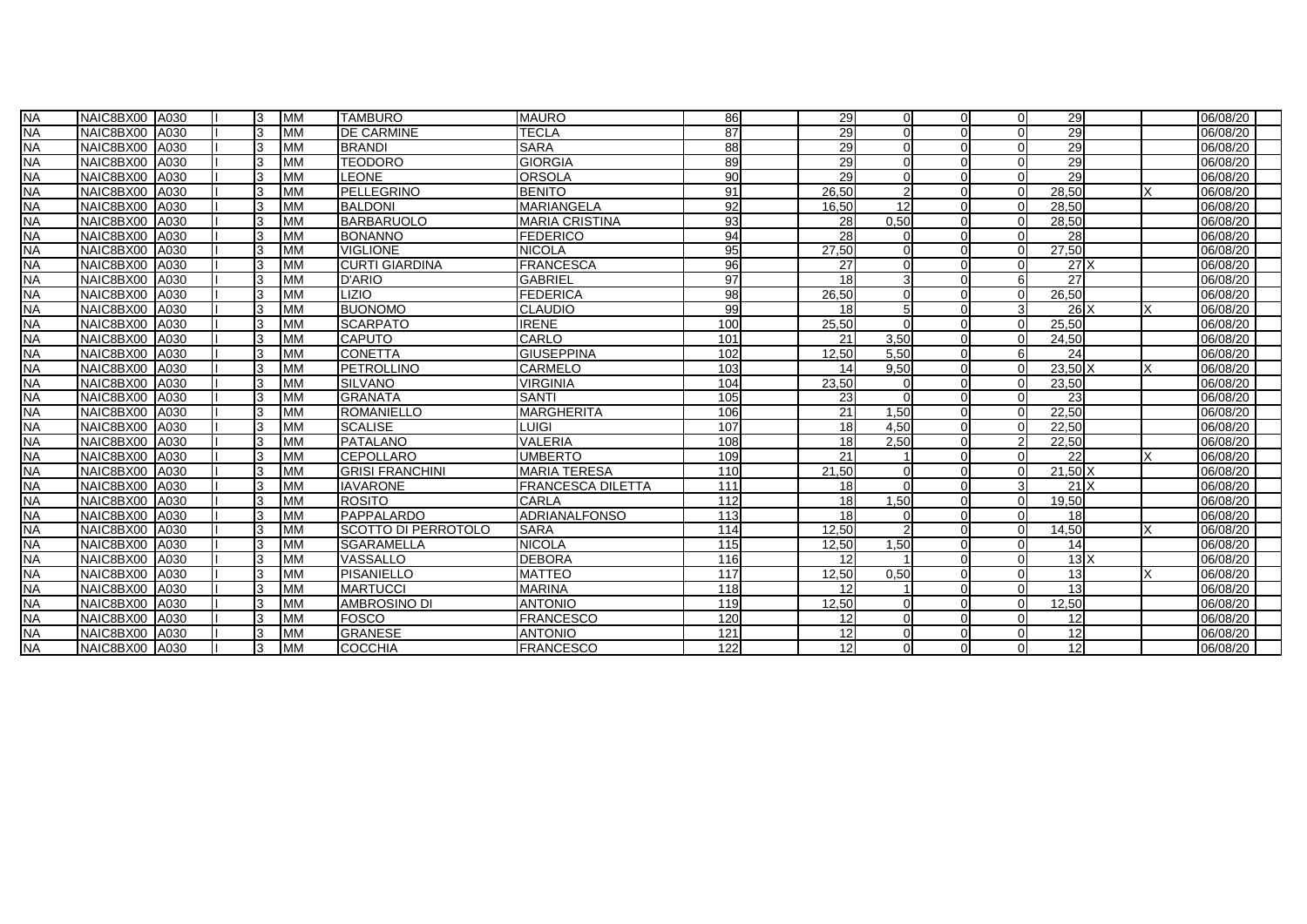| | | | | | | | | | | | | | | | | |
|---|---|---|---|---|---|---|---|---|---|---|---|---|---|---|---|---|
| NA | NAIC8BX00 | A030 | I | 3 | MM | TAMBURO | MAURO | 86 | 29 | 0 | 0 | 0 | 29 | | | 06/08/20 |
| NA | NAIC8BX00 | A030 | I | 3 | MM | DE CARMINE | TECLA | 87 | 29 | 0 | 0 | 0 | 29 | | | 06/08/20 |
| NA | NAIC8BX00 | A030 | I | 3 | MM | BRANDI | SARA | 88 | 29 | 0 | 0 | 0 | 29 | | | 06/08/20 |
| NA | NAIC8BX00 | A030 | I | 3 | MM | TEODORO | GIORGIA | 89 | 29 | 0 | 0 | 0 | 29 | | | 06/08/20 |
| NA | NAIC8BX00 | A030 | I | 3 | MM | LEONE | ORSOLA | 90 | 29 | 0 | 0 | 0 | 29 | | | 06/08/20 |
| NA | NAIC8BX00 | A030 | I | 3 | MM | PELLEGRINO | BENITO | 91 | 26,50 | 2 | 0 | 0 | 28,50 | | X | 06/08/20 |
| NA | NAIC8BX00 | A030 | I | 3 | MM | BALDONI | MARIANGELA | 92 | 16,50 | 12 | 0 | 0 | 28,50 | | | 06/08/20 |
| NA | NAIC8BX00 | A030 | I | 3 | MM | BARBARUOLO | MARIA CRISTINA | 93 | 28 | 0,50 | 0 | 0 | 28,50 | | | 06/08/20 |
| NA | NAIC8BX00 | A030 | I | 3 | MM | BONANNO | FEDERICO | 94 | 28 | 0 | 0 | 0 | 28 | | | 06/08/20 |
| NA | NAIC8BX00 | A030 | I | 3 | MM | VIGLIONE | NICOLA | 95 | 27,50 | 0 | 0 | 0 | 27,50 | | | 06/08/20 |
| NA | NAIC8BX00 | A030 | I | 3 | MM | CURTI GIARDINA | FRANCESCA | 96 | 27 | 0 | 0 | 0 | 27 | X | | 06/08/20 |
| NA | NAIC8BX00 | A030 | I | 3 | MM | D'ARIO | GABRIEL | 97 | 18 | 3 | 0 | 6 | 27 | | | 06/08/20 |
| NA | NAIC8BX00 | A030 | I | 3 | MM | LIZIO | FEDERICA | 98 | 26,50 | 0 | 0 | 0 | 26,50 | | | 06/08/20 |
| NA | NAIC8BX00 | A030 | I | 3 | MM | BUONOMO | CLAUDIO | 99 | 18 | 5 | 0 | 3 | 26 | X | X | 06/08/20 |
| NA | NAIC8BX00 | A030 | I | 3 | MM | SCARPATO | IRENE | 100 | 25,50 | 0 | 0 | 0 | 25,50 | | | 06/08/20 |
| NA | NAIC8BX00 | A030 | I | 3 | MM | CAPUTO | CARLO | 101 | 21 | 3,50 | 0 | 0 | 24,50 | | | 06/08/20 |
| NA | NAIC8BX00 | A030 | I | 3 | MM | CONETTA | GIUSEPPINA | 102 | 12,50 | 5,50 | 0 | 6 | 24 | | | 06/08/20 |
| NA | NAIC8BX00 | A030 | I | 3 | MM | PETROLLINO | CARMELO | 103 | 14 | 9,50 | 0 | 0 | 23,50 | X | X | 06/08/20 |
| NA | NAIC8BX00 | A030 | I | 3 | MM | SILVANO | VIRGINIA | 104 | 23,50 | 0 | 0 | 0 | 23,50 | | | 06/08/20 |
| NA | NAIC8BX00 | A030 | I | 3 | MM | GRANATA | SANTI | 105 | 23 | 0 | 0 | 0 | 23 | | | 06/08/20 |
| NA | NAIC8BX00 | A030 | I | 3 | MM | ROMANIELLO | MARGHERITA | 106 | 21 | 1,50 | 0 | 0 | 22,50 | | | 06/08/20 |
| NA | NAIC8BX00 | A030 | I | 3 | MM | SCALISE | LUIGI | 107 | 18 | 4,50 | 0 | 0 | 22,50 | | | 06/08/20 |
| NA | NAIC8BX00 | A030 | I | 3 | MM | PATALANO | VALERIA | 108 | 18 | 2,50 | 0 | 2 | 22,50 | | | 06/08/20 |
| NA | NAIC8BX00 | A030 | I | 3 | MM | CEPOLLARO | UMBERTO | 109 | 21 | 1 | 0 | 0 | 22 | | X | 06/08/20 |
| NA | NAIC8BX00 | A030 | I | 3 | MM | GRISI FRANCHINI | MARIA TERESA | 110 | 21,50 | 0 | 0 | 0 | 21,50 | X | | 06/08/20 |
| NA | NAIC8BX00 | A030 | I | 3 | MM | IAVARONE | FRANCESCA DILETTA | 111 | 18 | 0 | 0 | 3 | 21 | X | | 06/08/20 |
| NA | NAIC8BX00 | A030 | I | 3 | MM | ROSITO | CARLA | 112 | 18 | 1,50 | 0 | 0 | 19,50 | | | 06/08/20 |
| NA | NAIC8BX00 | A030 | I | 3 | MM | PAPPALARDO | ADRIANALFONSO | 113 | 18 | 0 | 0 | 0 | 18 | | | 06/08/20 |
| NA | NAIC8BX00 | A030 | I | 3 | MM | SCOTTO DI PERROTOLO | SARA | 114 | 12,50 | 2 | 0 | 0 | 14,50 | | X | 06/08/20 |
| NA | NAIC8BX00 | A030 | I | 3 | MM | SGARAMELLA | NICOLA | 115 | 12,50 | 1,50 | 0 | 0 | 14 | | | 06/08/20 |
| NA | NAIC8BX00 | A030 | I | 3 | MM | VASSALLO | DEBORA | 116 | 12 | 1 | 0 | 0 | 13 | X | | 06/08/20 |
| NA | NAIC8BX00 | A030 | I | 3 | MM | PISANIELLO | MATTEO | 117 | 12,50 | 0,50 | 0 | 0 | 13 | | X | 06/08/20 |
| NA | NAIC8BX00 | A030 | I | 3 | MM | MARTUCCI | MARINA | 118 | 12 | 1 | 0 | 0 | 13 | | | 06/08/20 |
| NA | NAIC8BX00 | A030 | I | 3 | MM | AMBROSINO DI | ANTONIO | 119 | 12,50 | 0 | 0 | 0 | 12,50 | | | 06/08/20 |
| NA | NAIC8BX00 | A030 | I | 3 | MM | FOSCO | FRANCESCO | 120 | 12 | 0 | 0 | 0 | 12 | | | 06/08/20 |
| NA | NAIC8BX00 | A030 | I | 3 | MM | GRANESE | ANTONIO | 121 | 12 | 0 | 0 | 0 | 12 | | | 06/08/20 |
| NA | NAIC8BX00 | A030 | I | 3 | MM | COCCHIA | FRANCESCO | 122 | 12 | 0 | 0 | 0 | 12 | | | 06/08/20 |